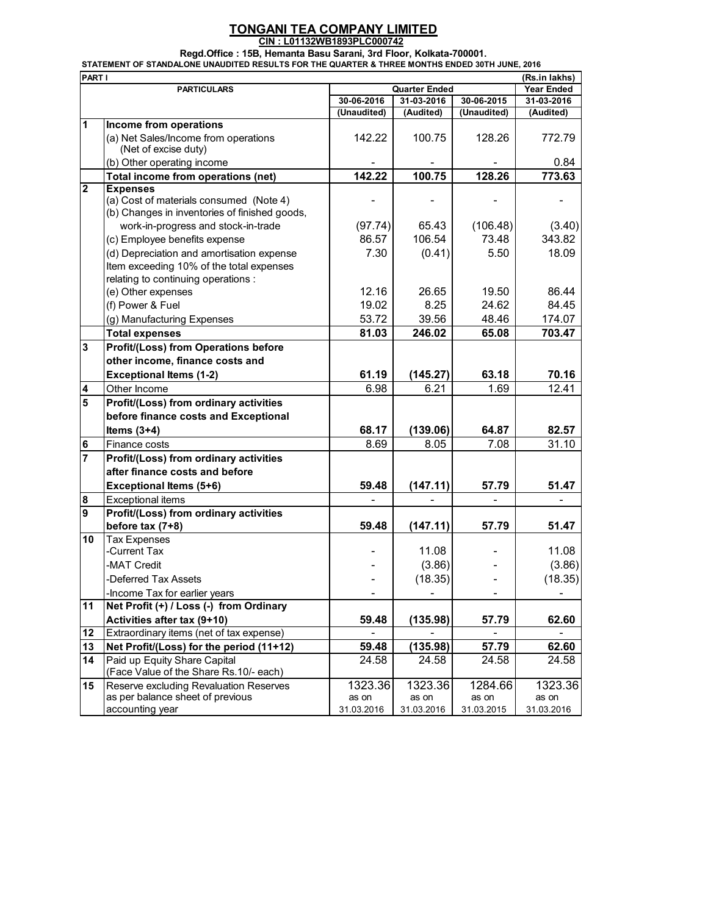# TONGANI TEA COMPANY LIMITED

**CIN : L01132WB1893PLC000742**

**Regd.Office : 15B, Hemanta Basu Sarani, 3rd Floor, Kolkata-700001.**

**STATEMENT OF STANDALONE UNAUDITED RESULTS FOR THE QUARTER & THREE MONTHS ENDED 30TH JUNE, 2016**

| PART I | | | | | (Rs.in lakhs) |
|---|---|---|---|---|---|
| | PARTICULARS | Quarter Ended | | | Year Ended |
| | | 30-06-2016 | 31-03-2016 | 30-06-2015 | 31-03-2016 |
| | | (Unaudited) | (Audited) | (Unaudited) | (Audited) |
| 1 | **Income from operations** | | | | |
| | (a) Net Sales/Income from operations (Net of excise duty) | 142.22 | 100.75 | 128.26 | 772.79 |
| | (b) Other operating income | - | - | - | 0.84 |
| | **Total income from operations (net)** | **142.22** | **100.75** | **128.26** | **773.63** |
| 2 | **Expenses** | | | | |
| | (a) Cost of materials consumed (Note 4) | - | - | - | - |
| | (b) Changes in inventories of finished goods, work-in-progress and stock-in-trade | (97.74) | 65.43 | (106.48) | (3.40) |
| | (c) Employee benefits expense | 86.57 | 106.54 | 73.48 | 343.82 |
| | (d) Depreciation and amortisation expense | 7.30 | (0.41) | 5.50 | 18.09 |
| | Item exceeding 10% of the total expenses relating to continuing operations : | | | | |
| | (e) Other expenses | 12.16 | 26.65 | 19.50 | 86.44 |
| | (f) Power & Fuel | 19.02 | 8.25 | 24.62 | 84.45 |
| | (g) Manufacturing Expenses | 53.72 | 39.56 | 48.46 | 174.07 |
| | **Total expenses** | **81.03** | **246.02** | **65.08** | **703.47** |
| 3 | **Profit/(Loss) from Operations before other income, finance costs and Exceptional Items (1-2)** | **61.19** | **(145.27)** | **63.18** | **70.16** |
| 4 | Other Income | 6.98 | 6.21 | 1.69 | 12.41 |
| 5 | **Profit/(Loss) from ordinary activities before finance costs and Exceptional Items (3+4)** | **68.17** | **(139.06)** | **64.87** | **82.57** |
| 6 | Finance costs | 8.69 | 8.05 | 7.08 | 31.10 |
| 7 | **Profit/(Loss) from ordinary activities after finance costs and before Exceptional Items (5+6)** | **59.48** | **(147.11)** | **57.79** | **51.47** |
| 8 | Exceptional items | - | - | - | - |
| 9 | **Profit/(Loss) from ordinary activities before tax (7+8)** | **59.48** | **(147.11)** | **57.79** | **51.47** |
| 10 | Tax Expenses | | | | |
| | -Current Tax | - | 11.08 | - | 11.08 |
| | -MAT Credit | - | (3.86) | - | (3.86) |
| | -Deferred Tax Assets | - | (18.35) | - | (18.35) |
| | -Income Tax for earlier years | - | - | - | - |
| 11 | **Net Profit (+) / Loss (-) from Ordinary Activities after tax (9+10)** | **59.48** | **(135.98)** | **57.79** | **62.60** |
| 12 | Extraordinary items (net of tax expense) | - | - | - | - |
| 13 | **Net Profit/(Loss) for the period (11+12)** | **59.48** | **(135.98)** | **57.79** | **62.60** |
| 14 | Paid up Equity Share Capital (Face Value of the Share Rs.10/- each) | 24.58 | 24.58 | 24.58 | 24.58 |
| 15 | Reserve excluding Revaluation Reserves as per balance sheet of previous accounting year | 1323.36 as on 31.03.2016 | 1323.36 as on 31.03.2016 | 1284.66 as on 31.03.2015 | 1323.36 as on 31.03.2016 |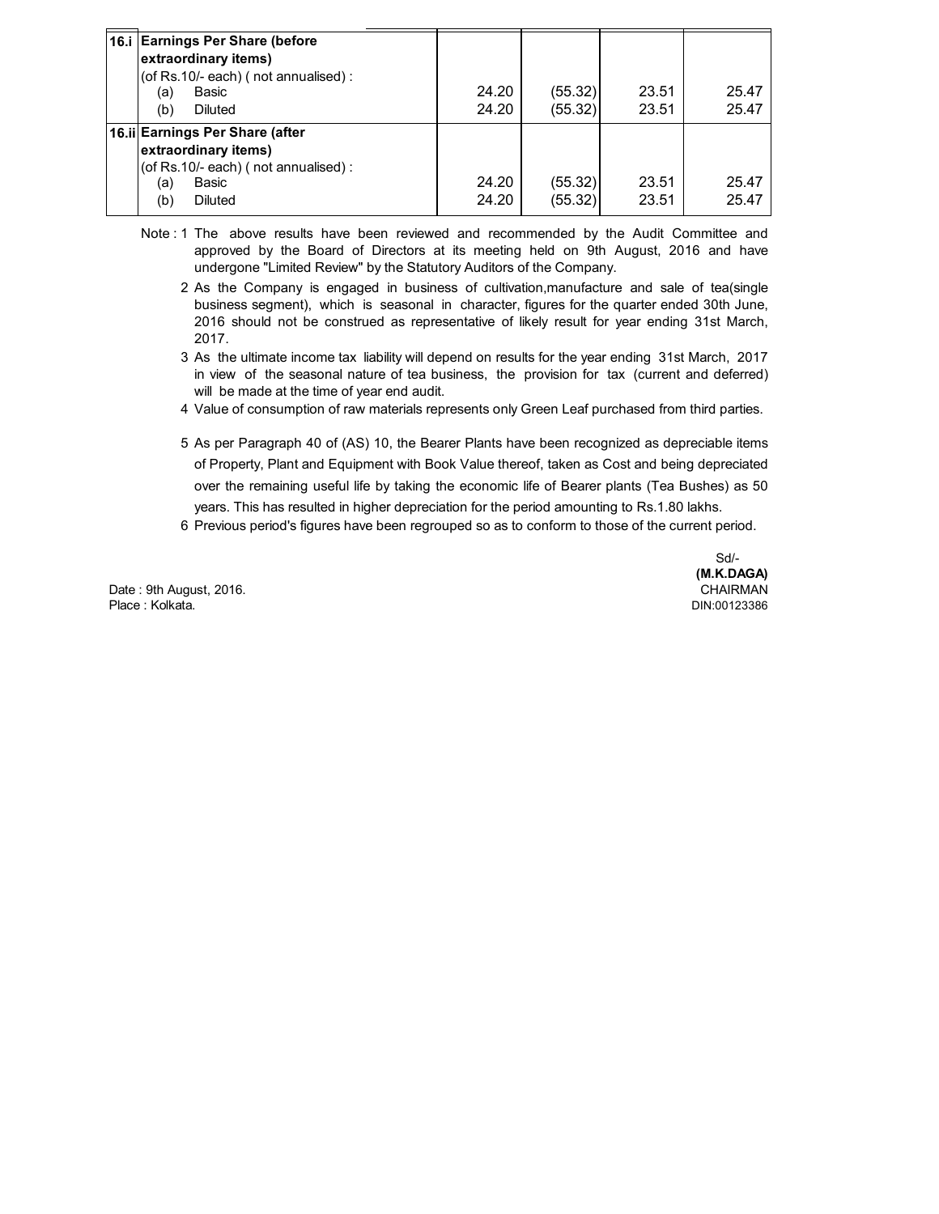| | | | | | |
|---|---|---|---|---|---|
| 16.i | **Earnings Per Share (before extraordinary items)** (of Rs.10/- each) ( not annualised) : | | | | |
| | (a) Basic | 24.20 | (55.32) | 23.51 | 25.47 |
| | (b) Diluted | 24.20 | (55.32) | 23.51 | 25.47 |
| 16.ii | **Earnings Per Share (after extraordinary items)** (of Rs.10/- each) ( not annualised) : | | | | |
| | (a) Basic | 24.20 | (55.32) | 23.51 | 25.47 |
| | (b) Diluted | 24.20 | (55.32) | 23.51 | 25.47 |

Note :

1. The above results have been reviewed and recommended by the Audit Committee and approved by the Board of Directors at its meeting held on 9th August, 2016 and have undergone "Limited Review" by the Statutory Auditors of the Company.
2. As the Company is engaged in business of cultivation,manufacture and sale of tea(single business segment), which is seasonal in character, figures for the quarter ended 30th June, 2016 should not be construed as representative of likely result for year ending 31st March, 2017.
3. As the ultimate income tax liability will depend on results for the year ending 31st March, 2017 in view of the seasonal nature of tea business, the provision for tax (current and deferred) will be made at the time of year end audit.
4. Value of consumption of raw materials represents only Green Leaf purchased from third parties.
5. As per Paragraph 40 of (AS) 10, the Bearer Plants have been recognized as depreciable items of Property, Plant and Equipment with Book Value thereof, taken as Cost and being depreciated over the remaining useful life by taking the economic life of Bearer plants (Tea Bushes) as 50 years. This has resulted in higher depreciation for the period amounting to Rs.1.80 lakhs.
6. Previous period's figures have been regrouped so as to conform to those of the current period.

Sd/-
**(M.K.DAGA)**
CHAIRMAN
DIN:00123386

Date : 9th August, 2016.
Place : Kolkata.